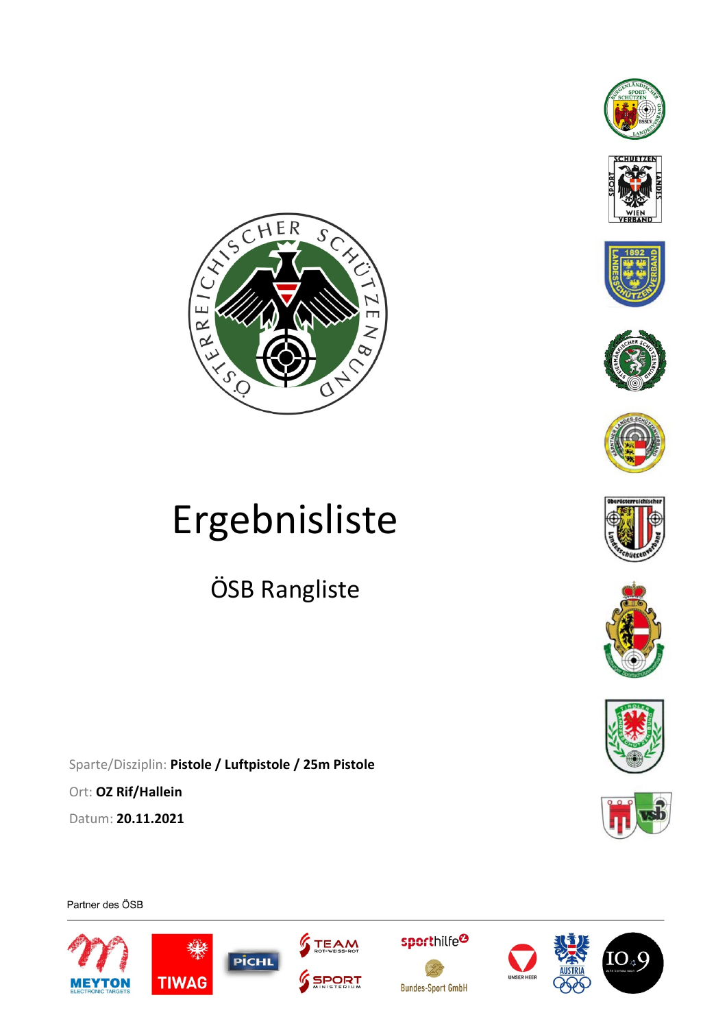# Ergebnisliste

## ÖSB Rangliste

Sparte/Disziplin: **Pistole / Luftpistole / 25m Pistole**

Ort: **OZ Rif/Hallein**

Datum: **20.11.2021**

Partner des ÖSB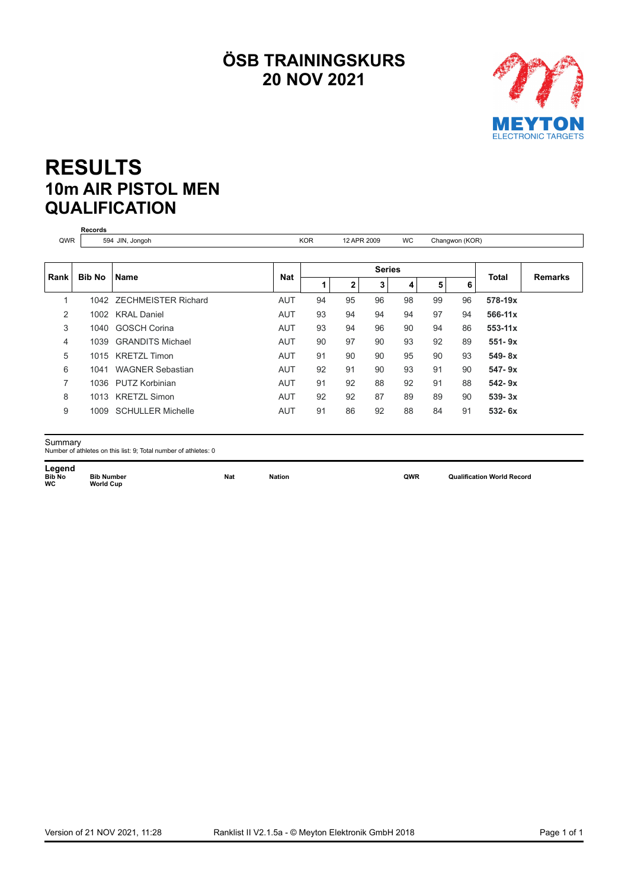# ÖSB TRAININGSKURS
# 20 NOV 2021

# RESULTS
## 10m AIR PISTOL MEN
## QUALIFICATION

| | Records | | | | | |
|---|---|---|---|---|---|---|
| QWR | 594 JIN, Jongoh | KOR | 12 APR 2009 | WC | Changwon (KOR) | |

| Rank | Bib No | Name | Nat | Series 1 | 2 | 3 | 4 | 5 | 6 | Total | Remarks |
|---|---|---|---|---|---|---|---|---|---|---|---|
| 1 | 1042 | ZECHMEISTER Richard | AUT | 94 | 95 | 96 | 98 | 99 | 96 | **578-19x** | |
| 2 | 1002 | KRAL Daniel | AUT | 93 | 94 | 94 | 94 | 97 | 94 | **566-11x** | |
| 3 | 1040 | GOSCH Corina | AUT | 93 | 94 | 96 | 90 | 94 | 86 | **553-11x** | |
| 4 | 1039 | GRANDITS Michael | AUT | 90 | 97 | 90 | 93 | 92 | 89 | **551- 9x** | |
| 5 | 1015 | KRETZL Timon | AUT | 91 | 90 | 90 | 95 | 90 | 93 | **549- 8x** | |
| 6 | 1041 | WAGNER Sebastian | AUT | 92 | 91 | 90 | 93 | 91 | 90 | **547- 9x** | |
| 7 | 1036 | PUTZ Korbinian | AUT | 91 | 92 | 88 | 92 | 91 | 88 | **542- 9x** | |
| 8 | 1013 | KRETZL Simon | AUT | 92 | 92 | 87 | 89 | 89 | 90 | **539- 3x** | |
| 9 | 1009 | SCHULLER Michelle | AUT | 91 | 86 | 92 | 88 | 84 | 91 | **532- 6x** | |

Summary
Number of athletes on this list: 9; Total number of athletes: 0

**Legend**

| | | | | | |
|---|---|---|---|---|---|
| **Bib No** | **Bib Number** | **Nat** | **Nation** | **QWR** | **Qualification World Record** |
| **WC** | **World Cup** | | | | |

Version of 21 NOV 2021, 11:28 — Ranklist II V2.1.5a - © Meyton Elektronik GmbH 2018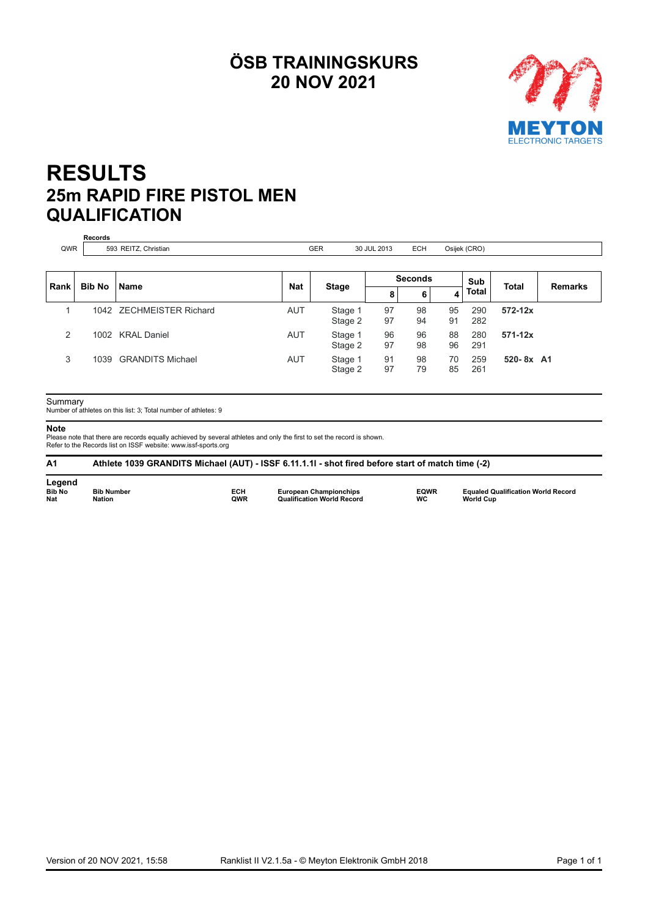# ÖSB TRAININGSKURS
# 20 NOV 2021

MEYTON
ELECTRONIC TARGETS

# RESULTS
## 25m RAPID FIRE PISTOL MEN
## QUALIFICATION

| | Records | | | | |
|---|---|---|---|---|---|
| QWR | 593 REITZ, Christian | GER | 30 JUL 2013 | ECH | Osijek (CRO) |

| Rank | Bib No | Name | Nat | Stage | Seconds | | | Sub Total | Total | Remarks |
|---|---|---|---|---|---|---|---|---|---|---|
| | | | | | 8 | 6 | 4 | | | |
| 1 | 1042 | ZECHMEISTER Richard | AUT | Stage 1 | 97 | 98 | 95 | 290 | **572-12x** | |
| | | | | Stage 2 | 97 | 94 | 91 | 282 | | |
| 2 | 1002 | KRAL Daniel | AUT | Stage 1 | 96 | 96 | 88 | 280 | **571-12x** | |
| | | | | Stage 2 | 97 | 98 | 96 | 291 | | |
| 3 | 1039 | GRANDITS Michael | AUT | Stage 1 | 91 | 98 | 70 | 259 | **520- 8x** | **A1** |
| | | | | Stage 2 | 97 | 79 | 85 | 261 | | |

Summary
Number of athletes on this list: 3; Total number of athletes: 9

**Note**
Please note that there are records equally achieved by several athletes and only the first to set the record is shown.
Refer to the Records list on ISSF website: www.issf-sports.org

**A1** **Athlete 1039 GRANDITS Michael (AUT) - ISSF 6.11.1.1l - shot fired before start of match time (-2)**

**Legend**

| | | | | | |
|---|---|---|---|---|---|
| **Bib No** | **Bib Number** | **ECH** | **European Championchips** | **EQWR** | **Equaled Qualification World Record** |
| **Nat** | **Nation** | **QWR** | **Qualification World Record** | **WC** | **World Cup** |

Version of 20 NOV 2021, 15:58 Ranklist II V2.1.5a - © Meyton Elektronik GmbH 2018